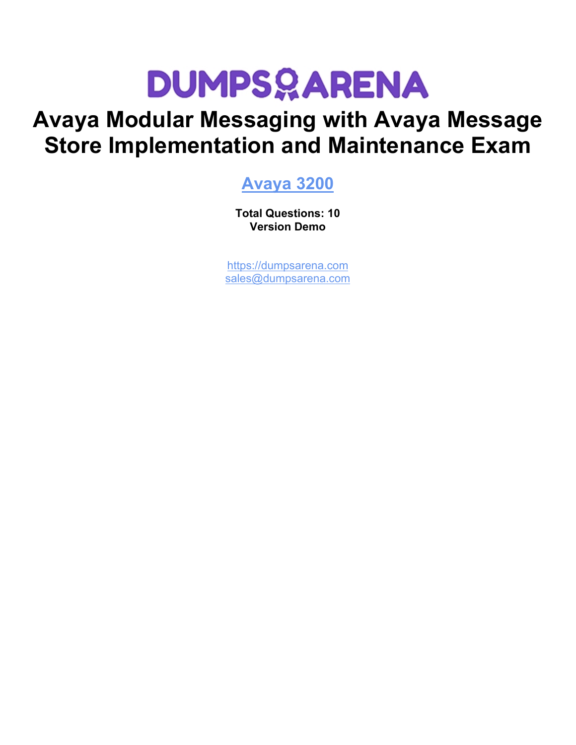# DUMPSARENA

# Avaya Modular Messaging with Avaya Message Store Implementation and Maintenance Exam

## [Avaya 3200](https://dumpsarena.com)

**Total Questions: 10**
**Version Demo**

[https://dumpsarena.com](https://dumpsarena.com)
[sales@dumpsarena.com](mailto:sales@dumpsarena.com)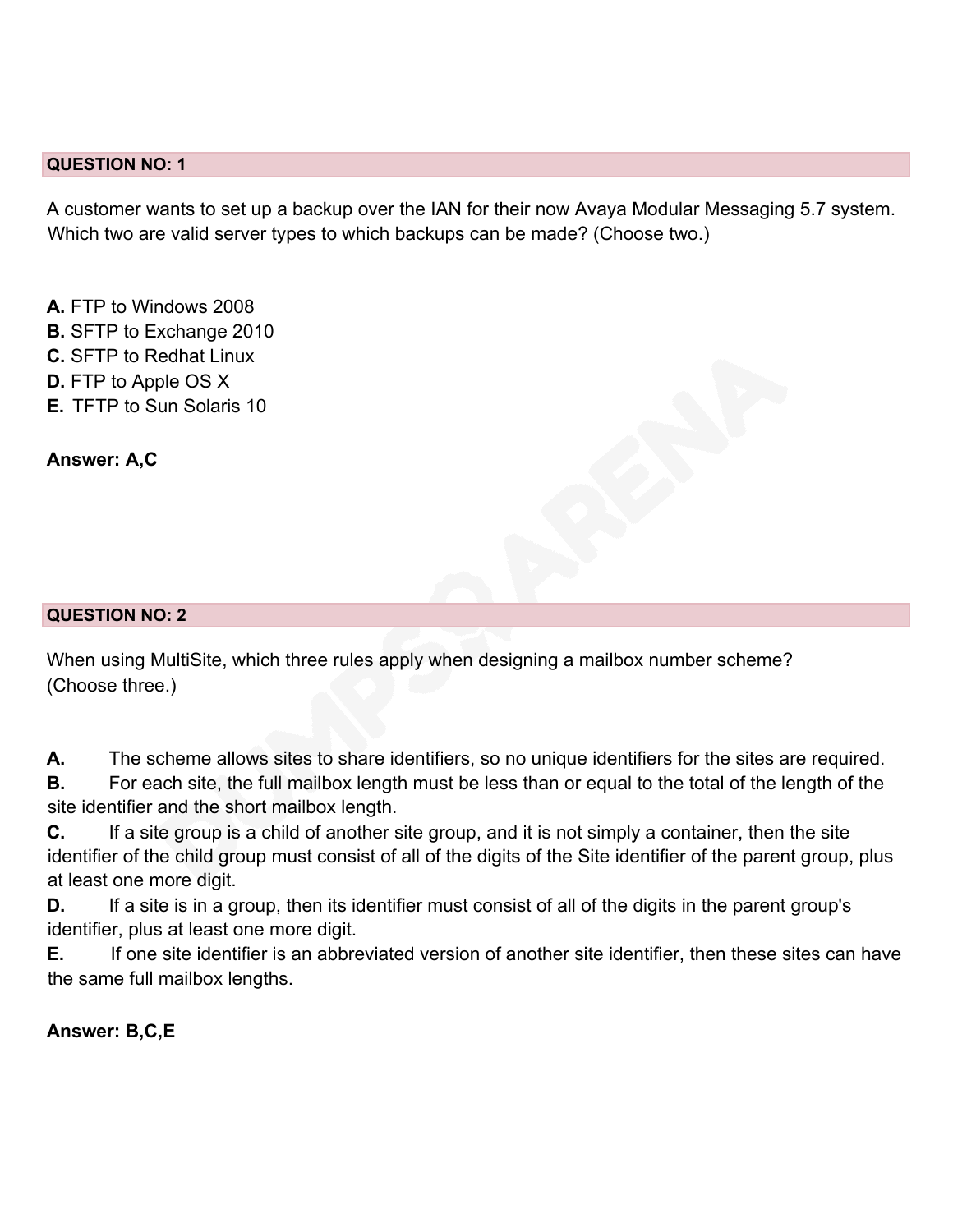**QUESTION NO: 1**

A customer wants to set up a backup over the IAN for their now Avaya Modular Messaging 5.7 system. Which two are valid server types to which backups can be made? (Choose two.)

**A.** FTP to Windows 2008
**B.** SFTP to Exchange 2010
**C.** SFTP to Redhat Linux
**D.** FTP to Apple OS X
**E.** TFTP to Sun Solaris 10

**Answer: A,C**

**QUESTION NO: 2**

When using MultiSite, which three rules apply when designing a mailbox number scheme? (Choose three.)

**A.** The scheme allows sites to share identifiers, so no unique identifiers for the sites are required.
**B.** For each site, the full mailbox length must be less than or equal to the total of the length of the site identifier and the short mailbox length.
**C.** If a site group is a child of another site group, and it is not simply a container, then the site identifier of the child group must consist of all of the digits of the Site identifier of the parent group, plus at least one more digit.
**D.** If a site is in a group, then its identifier must consist of all of the digits in the parent group's identifier, plus at least one more digit.
**E.** If one site identifier is an abbreviated version of another site identifier, then these sites can have the same full mailbox lengths.

**Answer: B,C,E**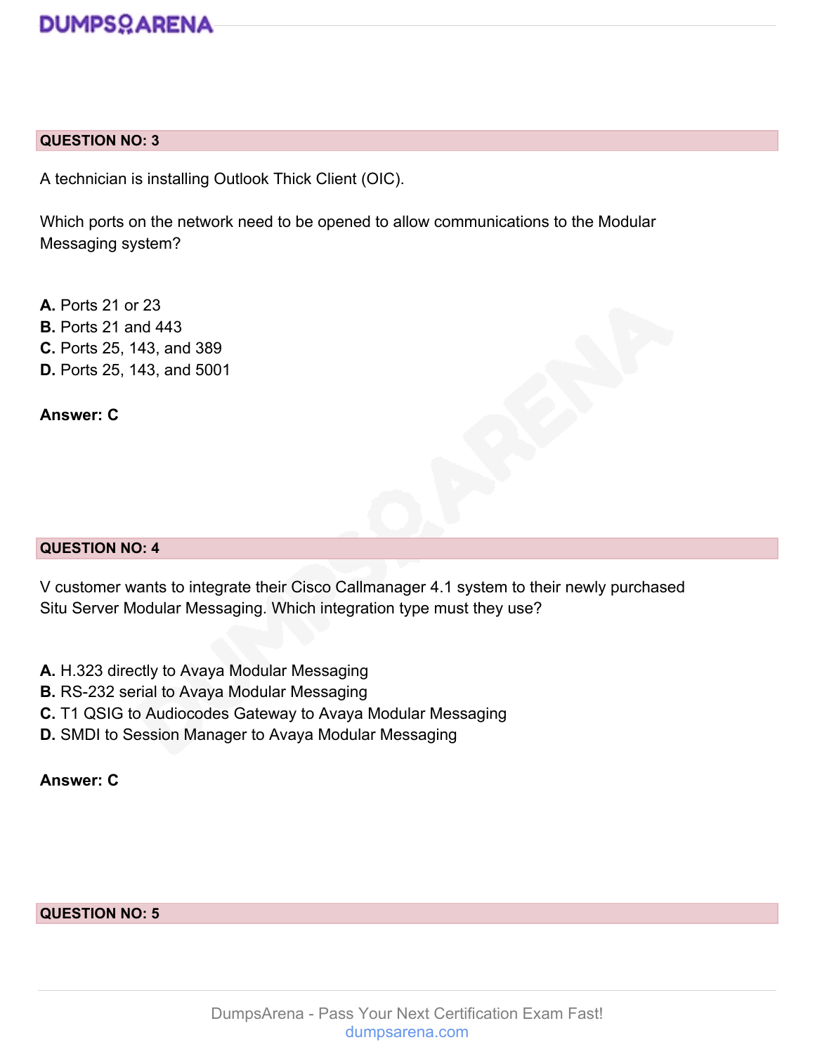## QUESTION NO: 3

A technician is installing Outlook Thick Client (OIC).

Which ports on the network need to be opened to allow communications to the Modular Messaging system?

**A.** Ports 21 or 23
**B.** Ports 21 and 443
**C.** Ports 25, 143, and 389
**D.** Ports 25, 143, and 5001

**Answer: C**

## QUESTION NO: 4

V customer wants to integrate their Cisco Callmanager 4.1 system to their newly purchased Situ Server Modular Messaging. Which integration type must they use?

**A.** H.323 directly to Avaya Modular Messaging
**B.** RS-232 serial to Avaya Modular Messaging
**C.** T1 QSIG to Audiocodes Gateway to Avaya Modular Messaging
**D.** SMDI to Session Manager to Avaya Modular Messaging

**Answer: C**

## QUESTION NO: 5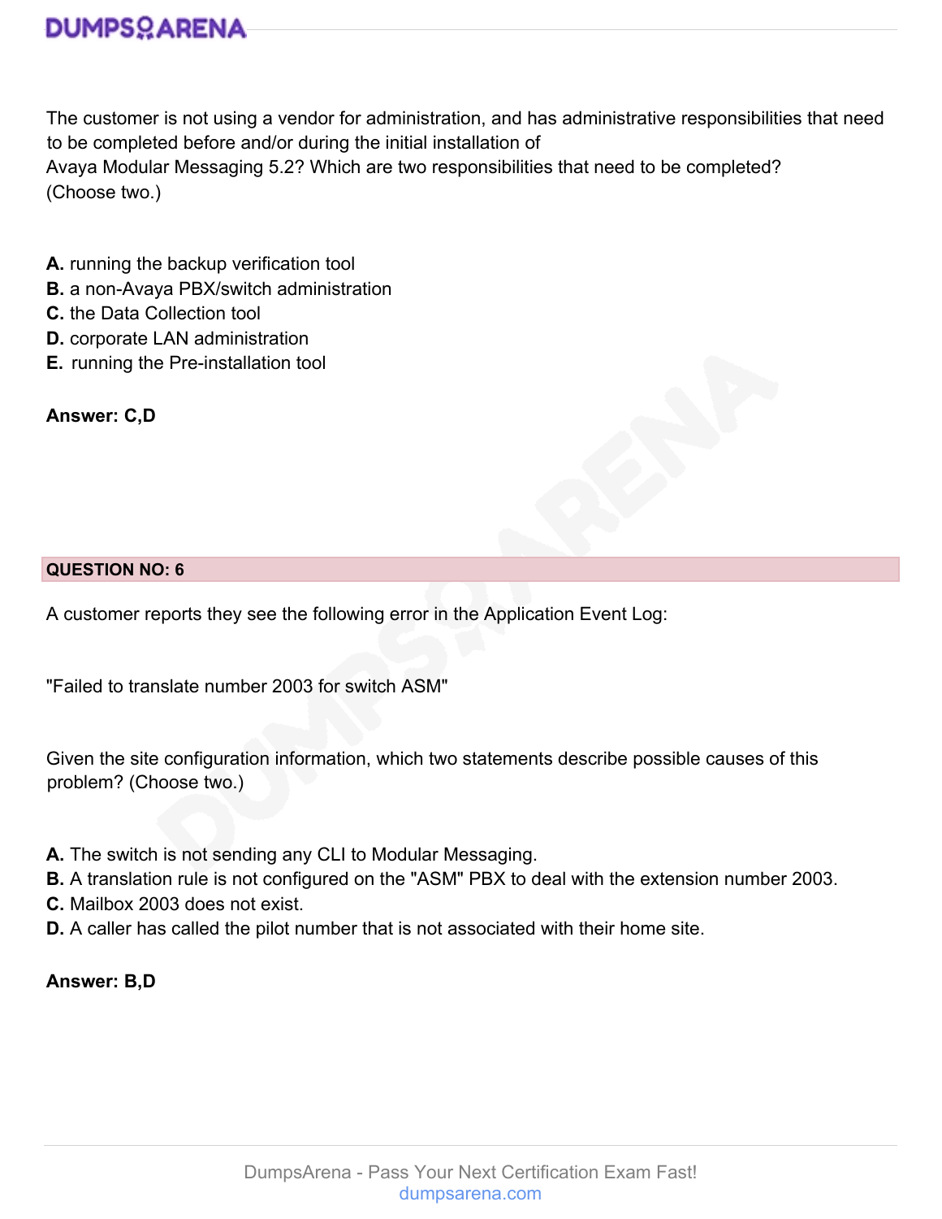The customer is not using a vendor for administration, and has administrative responsibilities that need to be completed before and/or during the initial installation of Avaya Modular Messaging 5.2? Which are two responsibilities that need to be completed? (Choose two.)

**A.** running the backup verification tool
**B.** a non-Avaya PBX/switch administration
**C.** the Data Collection tool
**D.** corporate LAN administration
**E.** running the Pre-installation tool

**Answer: C,D**

**QUESTION NO: 6**

A customer reports they see the following error in the Application Event Log:

"Failed to translate number 2003 for switch ASM"

Given the site configuration information, which two statements describe possible causes of this problem? (Choose two.)

**A.** The switch is not sending any CLI to Modular Messaging.
**B.** A translation rule is not configured on the "ASM" PBX to deal with the extension number 2003.
**C.** Mailbox 2003 does not exist.
**D.** A caller has called the pilot number that is not associated with their home site.

**Answer: B,D**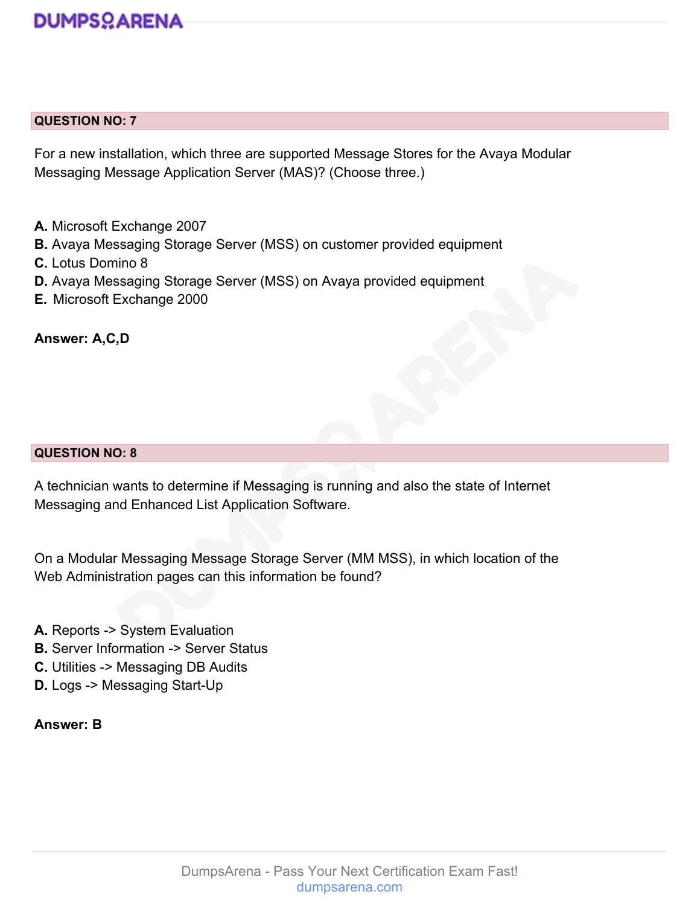## QUESTION NO: 7

For a new installation, which three are supported Message Stores for the Avaya Modular Messaging Message Application Server (MAS)? (Choose three.)

**A.** Microsoft Exchange 2007
**B.** Avaya Messaging Storage Server (MSS) on customer provided equipment
**C.** Lotus Domino 8
**D.** Avaya Messaging Storage Server (MSS) on Avaya provided equipment
**E.** Microsoft Exchange 2000

**Answer: A,C,D**

## QUESTION NO: 8

A technician wants to determine if Messaging is running and also the state of Internet Messaging and Enhanced List Application Software.

On a Modular Messaging Message Storage Server (MM MSS), in which location of the Web Administration pages can this information be found?

**A.** Reports -> System Evaluation
**B.** Server Information -> Server Status
**C.** Utilities -> Messaging DB Audits
**D.** Logs -> Messaging Start-Up

**Answer: B**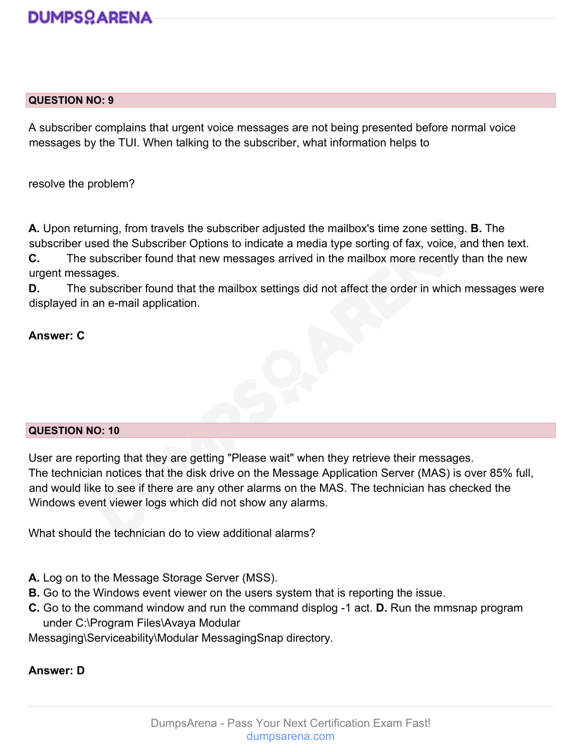**QUESTION NO: 9**

A subscriber complains that urgent voice messages are not being presented before normal voice messages by the TUI. When talking to the subscriber, what information helps to

resolve the problem?

**A.** Upon returning, from travels the subscriber adjusted the mailbox's time zone setting.
**B.** The subscriber used the Subscriber Options to indicate a media type sorting of fax, voice, and then text.
**C.** The subscriber found that new messages arrived in the mailbox more recently than the new urgent messages.
**D.** The subscriber found that the mailbox settings did not affect the order in which messages were displayed in an e-mail application.

**Answer: C**

**QUESTION NO: 10**

User are reporting that they are getting "Please wait" when they retrieve their messages.
The technician notices that the disk drive on the Message Application Server (MAS) is over 85% full, and would like to see if there are any other alarms on the MAS. The technician has checked the Windows event viewer logs which did not show any alarms.

What should the technician do to view additional alarms?

**A.** Log on to the Message Storage Server (MSS).
**B.** Go to the Windows event viewer on the users system that is reporting the issue.
**C.** Go to the command window and run the command displog -1 act.
**D.** Run the mmsnap program under C:\Program Files\Avaya Modular Messaging\Serviceability\Modular MessagingSnap directory.

**Answer: D**